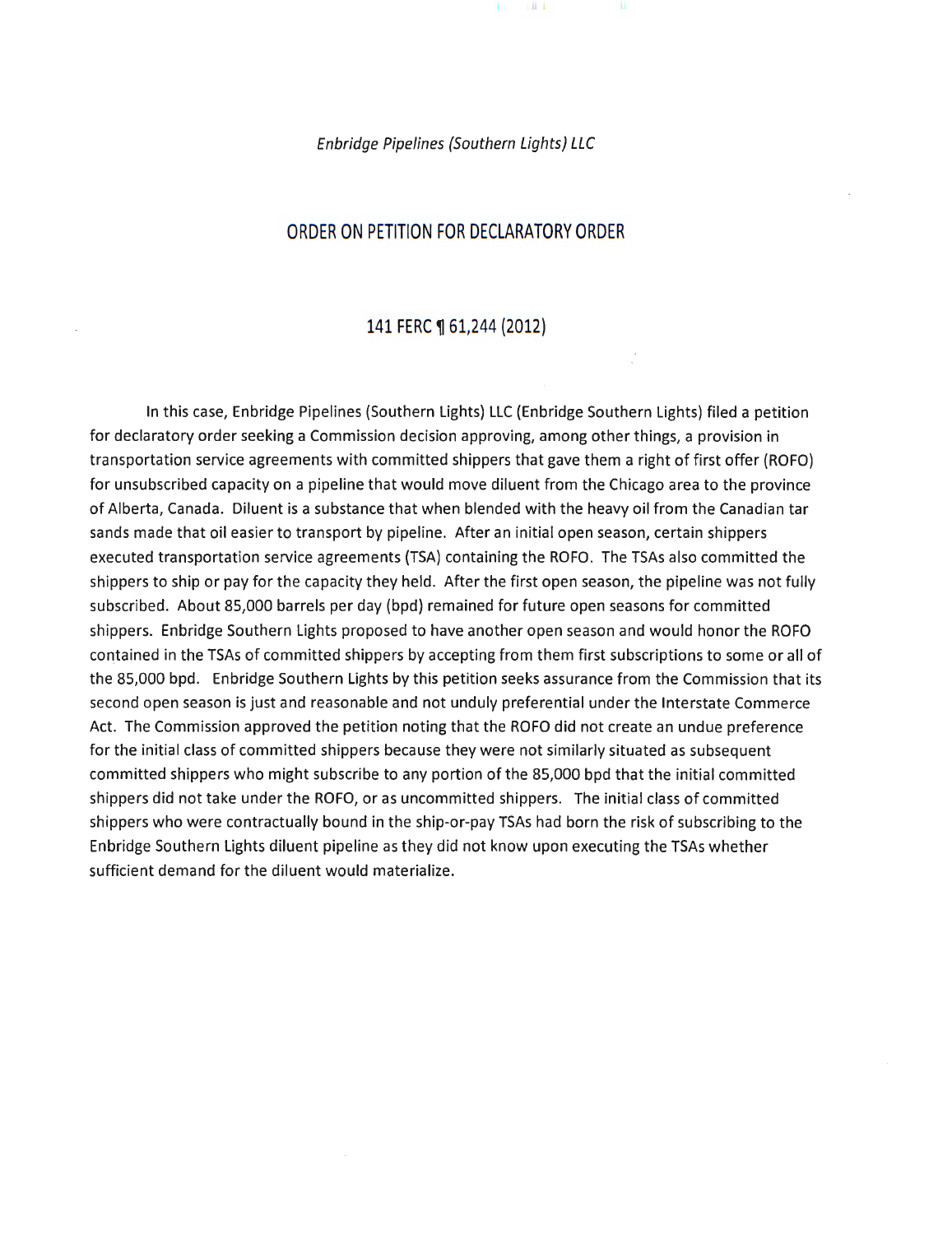*Enbridge Pipelines (Southern Lights) LLC*

## ORDER ON PETITION FOR DECLARATORY ORDER

### 141 FERC ¶ 61,244 (2012)

In this case, Enbridge Pipelines (Southern Lights) LLC (Enbridge Southern Lights) filed a petition for declaratory order seeking a Commission decision approving, among other things, a provision in transportation service agreements with committed shippers that gave them a right of first offer (ROFO) for unsubscribed capacity on a pipeline that would move diluent from the Chicago area to the province of Alberta, Canada. Diluent is a substance that when blended with the heavy oil from the Canadian tar sands made that oil easier to transport by pipeline. After an initial open season, certain shippers executed transportation service agreements (TSA) containing the ROFO. The TSAs also committed the shippers to ship or pay for the capacity they held. After the first open season, the pipeline was not fully subscribed. About 85,000 barrels per day (bpd) remained for future open seasons for committed shippers. Enbridge Southern Lights proposed to have another open season and would honor the ROFO contained in the TSAs of committed shippers by accepting from them first subscriptions to some or all of the 85,000 bpd. Enbridge Southern Lights by this petition seeks assurance from the Commission that its second open season is just and reasonable and not unduly preferential under the Interstate Commerce Act. The Commission approved the petition noting that the ROFO did not create an undue preference for the initial class of committed shippers because they were not similarly situated as subsequent committed shippers who might subscribe to any portion of the 85,000 bpd that the initial committed shippers did not take under the ROFO, or as uncommitted shippers. The initial class of committed shippers who were contractually bound in the ship-or-pay TSAs had born the risk of subscribing to the Enbridge Southern Lights diluent pipeline as they did not know upon executing the TSAs whether sufficient demand for the diluent would materialize.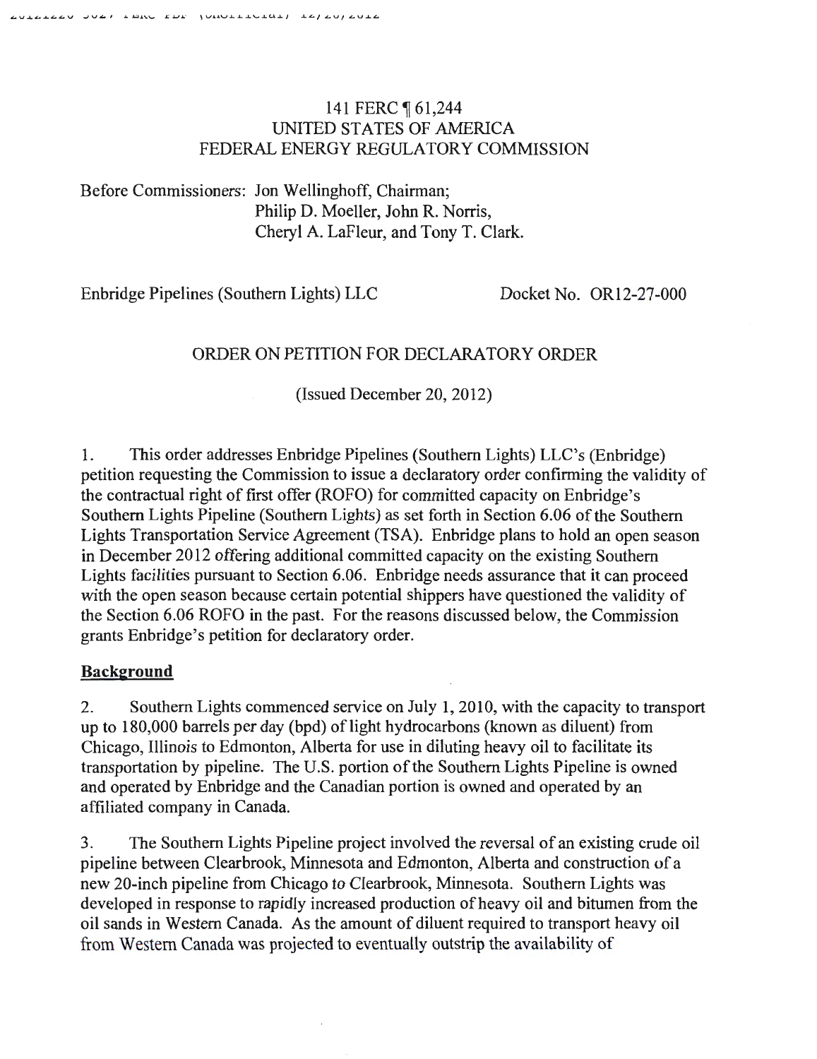# 141 FERC ¶ 61,244
# UNITED STATES OF AMERICA
# FEDERAL ENERGY REGULATORY COMMISSION

Before Commissioners: Jon Wellinghoff, Chairman;
Philip D. Moeller, John R. Norris,
Cheryl A. LaFleur, and Tony T. Clark.

Enbridge Pipelines (Southern Lights) LLC Docket No. OR12-27-000

## ORDER ON PETITION FOR DECLARATORY ORDER

(Issued December 20, 2012)

1. This order addresses Enbridge Pipelines (Southern Lights) LLC's (Enbridge) petition requesting the Commission to issue a declaratory order confirming the validity of the contractual right of first offer (ROFO) for committed capacity on Enbridge's Southern Lights Pipeline (Southern Lights) as set forth in Section 6.06 of the Southern Lights Transportation Service Agreement (TSA). Enbridge plans to hold an open season in December 2012 offering additional committed capacity on the existing Southern Lights facilities pursuant to Section 6.06. Enbridge needs assurance that it can proceed with the open season because certain potential shippers have questioned the validity of the Section 6.06 ROFO in the past. For the reasons discussed below, the Commission grants Enbridge's petition for declaratory order.

## Background

2. Southern Lights commenced service on July 1, 2010, with the capacity to transport up to 180,000 barrels per day (bpd) of light hydrocarbons (known as diluent) from Chicago, Illinois to Edmonton, Alberta for use in diluting heavy oil to facilitate its transportation by pipeline. The U.S. portion of the Southern Lights Pipeline is owned and operated by Enbridge and the Canadian portion is owned and operated by an affiliated company in Canada.

3. The Southern Lights Pipeline project involved the reversal of an existing crude oil pipeline between Clearbrook, Minnesota and Edmonton, Alberta and construction of a new 20-inch pipeline from Chicago to Clearbrook, Minnesota. Southern Lights was developed in response to rapidly increased production of heavy oil and bitumen from the oil sands in Western Canada. As the amount of diluent required to transport heavy oil from Western Canada was projected to eventually outstrip the availability of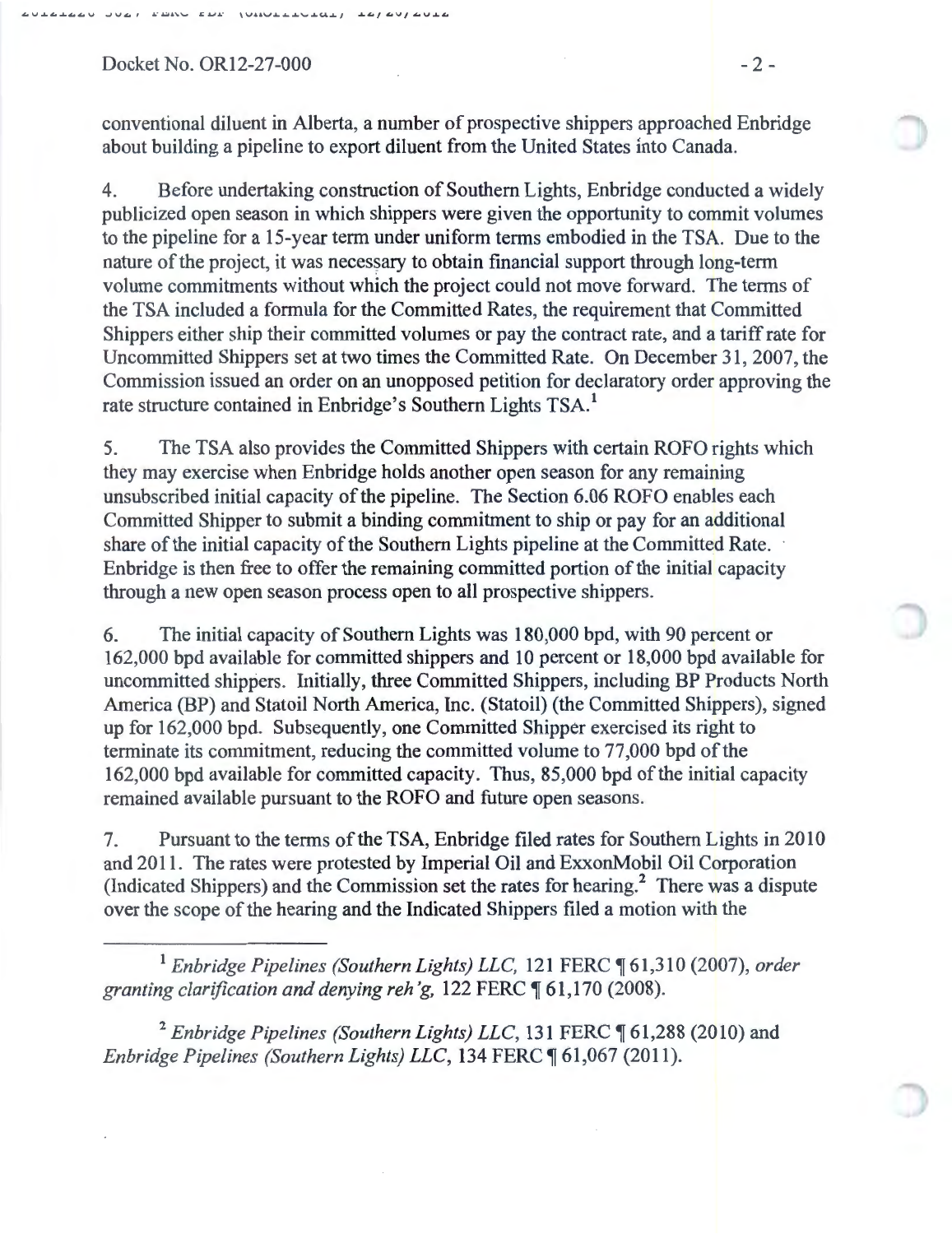conventional diluent in Alberta, a number of prospective shippers approached Enbridge about building a pipeline to export diluent from the United States into Canada.

4. Before undertaking construction of Southern Lights, Enbridge conducted a widely publicized open season in which shippers were given the opportunity to commit volumes to the pipeline for a 15-year term under uniform terms embodied in the TSA. Due to the nature of the project, it was necessary to obtain financial support through long-term volume commitments without which the project could not move forward. The terms of the TSA included a formula for the Committed Rates, the requirement that Committed Shippers either ship their committed volumes or pay the contract rate, and a tariff rate for Uncommitted Shippers set at two times the Committed Rate. On December 31, 2007, the Commission issued an order on an unopposed petition for declaratory order approving the rate structure contained in Enbridge's Southern Lights TSA.[1]

5. The TSA also provides the Committed Shippers with certain ROFO rights which they may exercise when Enbridge holds another open season for any remaining unsubscribed initial capacity of the pipeline. The Section 6.06 ROFO enables each Committed Shipper to submit a binding commitment to ship or pay for an additional share of the initial capacity of the Southern Lights pipeline at the Committed Rate. Enbridge is then free to offer the remaining committed portion of the initial capacity through a new open season process open to all prospective shippers.

6. The initial capacity of Southern Lights was 180,000 bpd, with 90 percent or 162,000 bpd available for committed shippers and 10 percent or 18,000 bpd available for uncommitted shippers. Initially, three Committed Shippers, including BP Products North America (BP) and Statoil North America, Inc. (Statoil) (the Committed Shippers), signed up for 162,000 bpd. Subsequently, one Committed Shipper exercised its right to terminate its commitment, reducing the committed volume to 77,000 bpd of the 162,000 bpd available for committed capacity. Thus, 85,000 bpd of the initial capacity remained available pursuant to the ROFO and future open seasons.

7. Pursuant to the terms of the TSA, Enbridge filed rates for Southern Lights in 2010 and 2011. The rates were protested by Imperial Oil and ExxonMobil Oil Corporation (Indicated Shippers) and the Commission set the rates for hearing.[2] There was a dispute over the scope of the hearing and the Indicated Shippers filed a motion with the

---

[1] *Enbridge Pipelines (Southern Lights) LLC,* 121 FERC ¶ 61,310 (2007), *order granting clarification and denying reh'g,* 122 FERC ¶ 61,170 (2008).

[2] *Enbridge Pipelines (Southern Lights) LLC,* 131 FERC ¶ 61,288 (2010) and *Enbridge Pipelines (Southern Lights) LLC,* 134 FERC ¶ 61,067 (2011).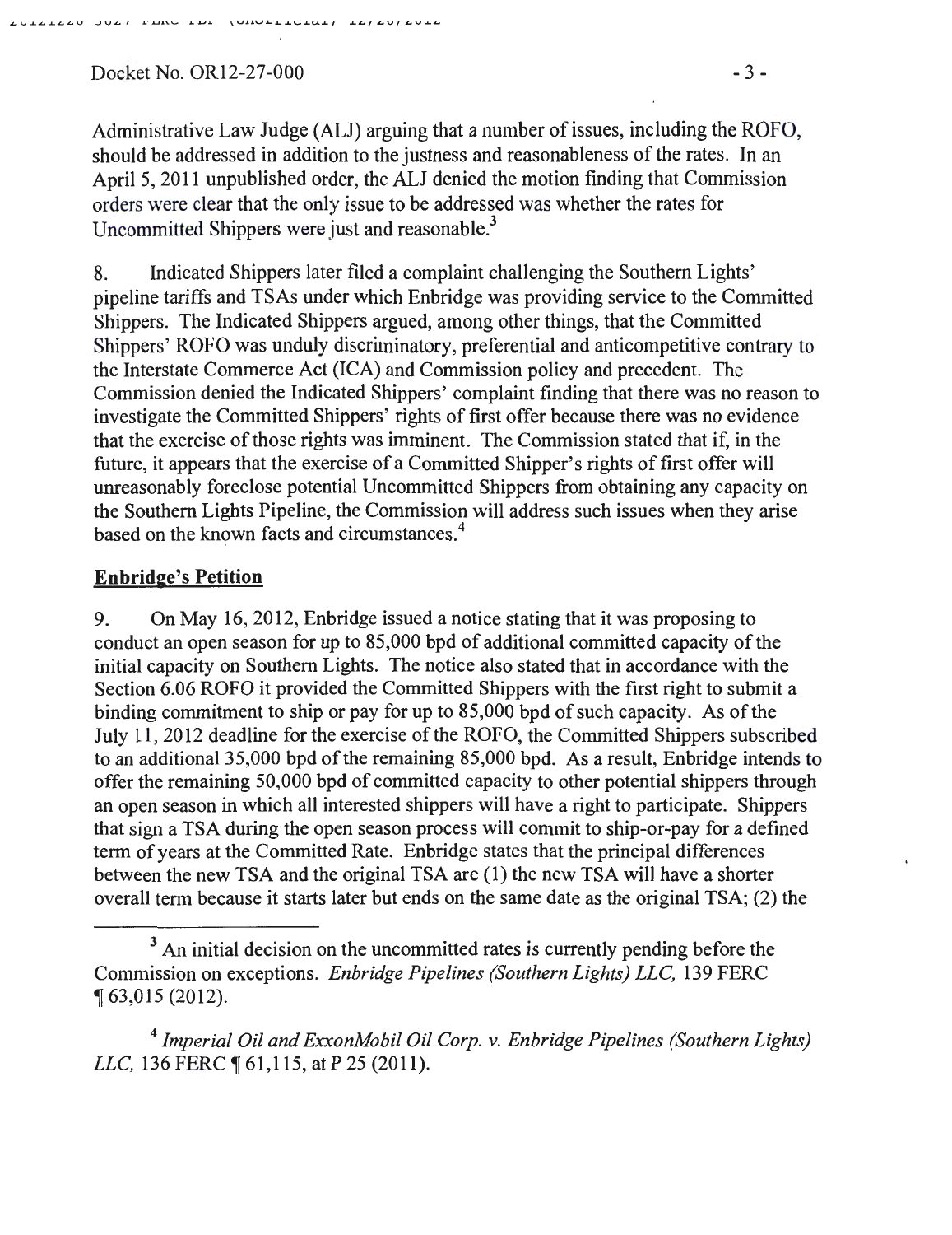Administrative Law Judge (ALJ) arguing that a number of issues, including the ROFO, should be addressed in addition to the justness and reasonableness of the rates. In an April 5, 2011 unpublished order, the ALJ denied the motion finding that Commission orders were clear that the only issue to be addressed was whether the rates for Uncommitted Shippers were just and reasonable.[3]

8. Indicated Shippers later filed a complaint challenging the Southern Lights' pipeline tariffs and TSAs under which Enbridge was providing service to the Committed Shippers. The Indicated Shippers argued, among other things, that the Committed Shippers' ROFO was unduly discriminatory, preferential and anticompetitive contrary to the Interstate Commerce Act (ICA) and Commission policy and precedent. The Commission denied the Indicated Shippers' complaint finding that there was no reason to investigate the Committed Shippers' rights of first offer because there was no evidence that the exercise of those rights was imminent. The Commission stated that if, in the future, it appears that the exercise of a Committed Shipper's rights of first offer will unreasonably foreclose potential Uncommitted Shippers from obtaining any capacity on the Southern Lights Pipeline, the Commission will address such issues when they arise based on the known facts and circumstances.[4]

## Enbridge's Petition

9. On May 16, 2012, Enbridge issued a notice stating that it was proposing to conduct an open season for up to 85,000 bpd of additional committed capacity of the initial capacity on Southern Lights. The notice also stated that in accordance with the Section 6.06 ROFO it provided the Committed Shippers with the first right to submit a binding commitment to ship or pay for up to 85,000 bpd of such capacity. As of the July 11, 2012 deadline for the exercise of the ROFO, the Committed Shippers subscribed to an additional 35,000 bpd of the remaining 85,000 bpd. As a result, Enbridge intends to offer the remaining 50,000 bpd of committed capacity to other potential shippers through an open season in which all interested shippers will have a right to participate. Shippers that sign a TSA during the open season process will commit to ship-or-pay for a defined term of years at the Committed Rate. Enbridge states that the principal differences between the new TSA and the original TSA are (1) the new TSA will have a shorter overall term because it starts later but ends on the same date as the original TSA; (2) the

---

[3] An initial decision on the uncommitted rates is currently pending before the Commission on exceptions. *Enbridge Pipelines (Southern Lights) LLC,* 139 FERC ¶ 63,015 (2012).

[4] *Imperial Oil and ExxonMobil Oil Corp. v. Enbridge Pipelines (Southern Lights) LLC,* 136 FERC ¶ 61,115, at P 25 (2011).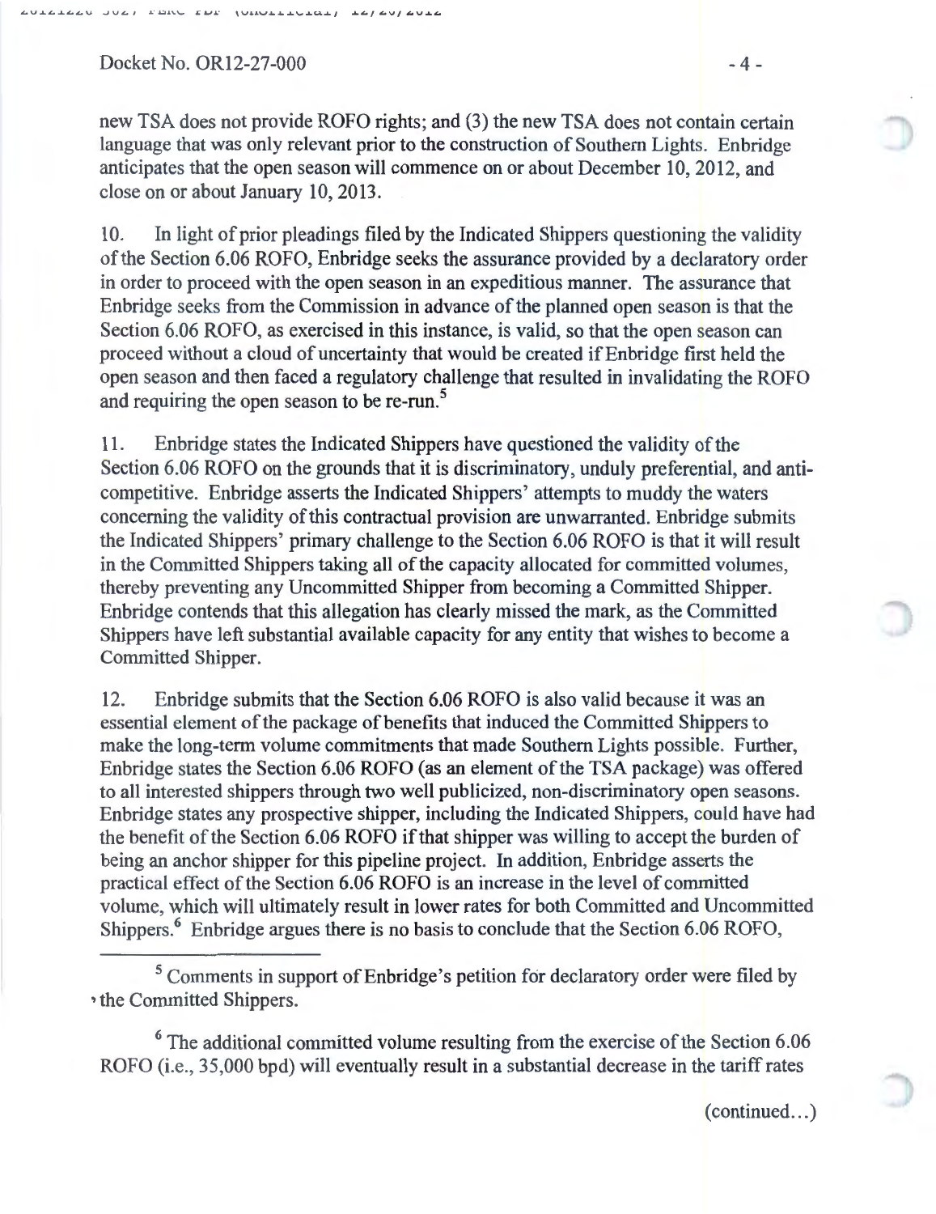new TSA does not provide ROFO rights; and (3) the new TSA does not contain certain language that was only relevant prior to the construction of Southern Lights. Enbridge anticipates that the open season will commence on or about December 10, 2012, and close on or about January 10, 2013.

10. In light of prior pleadings filed by the Indicated Shippers questioning the validity of the Section 6.06 ROFO, Enbridge seeks the assurance provided by a declaratory order in order to proceed with the open season in an expeditious manner. The assurance that Enbridge seeks from the Commission in advance of the planned open season is that the Section 6.06 ROFO, as exercised in this instance, is valid, so that the open season can proceed without a cloud of uncertainty that would be created if Enbridge first held the open season and then faced a regulatory challenge that resulted in invalidating the ROFO and requiring the open season to be re-run.[5]

11. Enbridge states the Indicated Shippers have questioned the validity of the Section 6.06 ROFO on the grounds that it is discriminatory, unduly preferential, and anti-competitive. Enbridge asserts the Indicated Shippers' attempts to muddy the waters concerning the validity of this contractual provision are unwarranted. Enbridge submits the Indicated Shippers' primary challenge to the Section 6.06 ROFO is that it will result in the Committed Shippers taking all of the capacity allocated for committed volumes, thereby preventing any Uncommitted Shipper from becoming a Committed Shipper. Enbridge contends that this allegation has clearly missed the mark, as the Committed Shippers have left substantial available capacity for any entity that wishes to become a Committed Shipper.

12. Enbridge submits that the Section 6.06 ROFO is also valid because it was an essential element of the package of benefits that induced the Committed Shippers to make the long-term volume commitments that made Southern Lights possible. Further, Enbridge states the Section 6.06 ROFO (as an element of the TSA package) was offered to all interested shippers through two well publicized, non-discriminatory open seasons. Enbridge states any prospective shipper, including the Indicated Shippers, could have had the benefit of the Section 6.06 ROFO if that shipper was willing to accept the burden of being an anchor shipper for this pipeline project. In addition, Enbridge asserts the practical effect of the Section 6.06 ROFO is an increase in the level of committed volume, which will ultimately result in lower rates for both Committed and Uncommitted Shippers.[6] Enbridge argues there is no basis to conclude that the Section 6.06 ROFO,

---

[5] Comments in support of Enbridge's petition for declaratory order were filed by the Committed Shippers.

[6] The additional committed volume resulting from the exercise of the Section 6.06 ROFO (i.e., 35,000 bpd) will eventually result in a substantial decrease in the tariff rates

(continued...)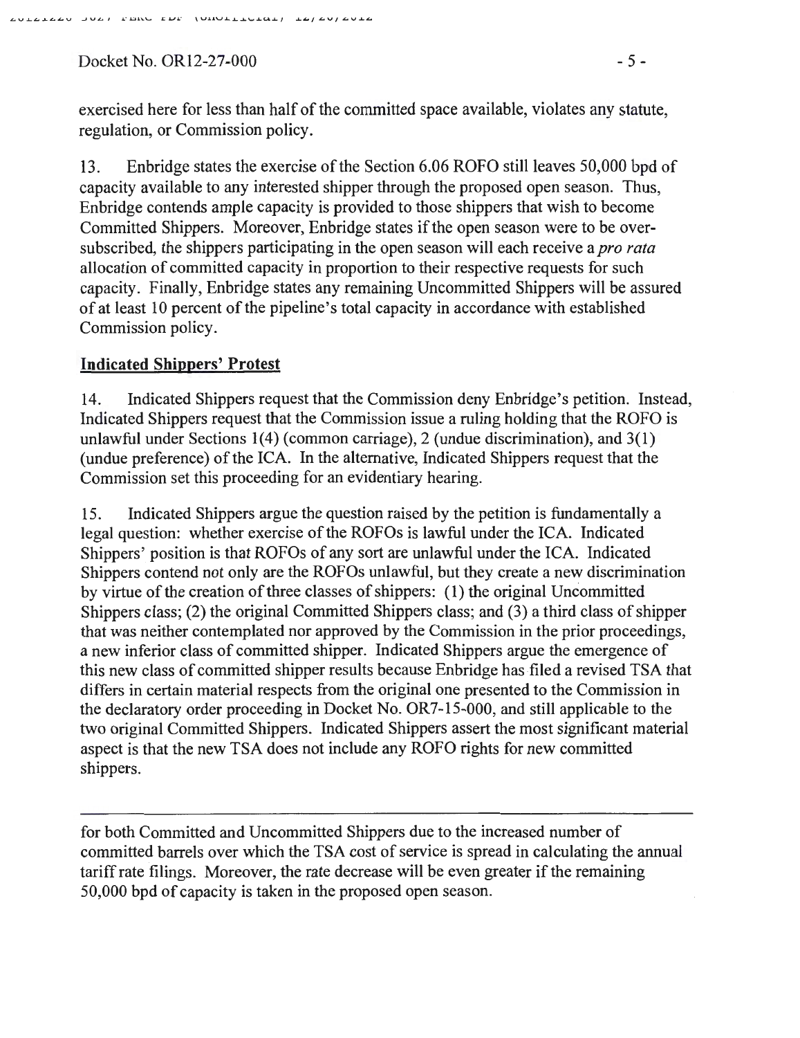exercised here for less than half of the committed space available, violates any statute, regulation, or Commission policy.

13. Enbridge states the exercise of the Section 6.06 ROFO still leaves 50,000 bpd of capacity available to any interested shipper through the proposed open season. Thus, Enbridge contends ample capacity is provided to those shippers that wish to become Committed Shippers. Moreover, Enbridge states if the open season were to be over-subscribed, the shippers participating in the open season will each receive a *pro rata* allocation of committed capacity in proportion to their respective requests for such capacity. Finally, Enbridge states any remaining Uncommitted Shippers will be assured of at least 10 percent of the pipeline's total capacity in accordance with established Commission policy.

## Indicated Shippers' Protest

14. Indicated Shippers request that the Commission deny Enbridge's petition. Instead, Indicated Shippers request that the Commission issue a ruling holding that the ROFO is unlawful under Sections 1(4) (common carriage), 2 (undue discrimination), and 3(1) (undue preference) of the ICA. In the alternative, Indicated Shippers request that the Commission set this proceeding for an evidentiary hearing.

15. Indicated Shippers argue the question raised by the petition is fundamentally a legal question: whether exercise of the ROFOs is lawful under the ICA. Indicated Shippers' position is that ROFOs of any sort are unlawful under the ICA. Indicated Shippers contend not only are the ROFOs unlawful, but they create a new discrimination by virtue of the creation of three classes of shippers: (1) the original Uncommitted Shippers class; (2) the original Committed Shippers class; and (3) a third class of shipper that was neither contemplated nor approved by the Commission in the prior proceedings, a new inferior class of committed shipper. Indicated Shippers argue the emergence of this new class of committed shipper results because Enbridge has filed a revised TSA that differs in certain material respects from the original one presented to the Commission in the declaratory order proceeding in Docket No. OR7-15-000, and still applicable to the two original Committed Shippers. Indicated Shippers assert the most significant material aspect is that the new TSA does not include any ROFO rights for new committed shippers.

---

for both Committed and Uncommitted Shippers due to the increased number of committed barrels over which the TSA cost of service is spread in calculating the annual tariff rate filings. Moreover, the rate decrease will be even greater if the remaining 50,000 bpd of capacity is taken in the proposed open season.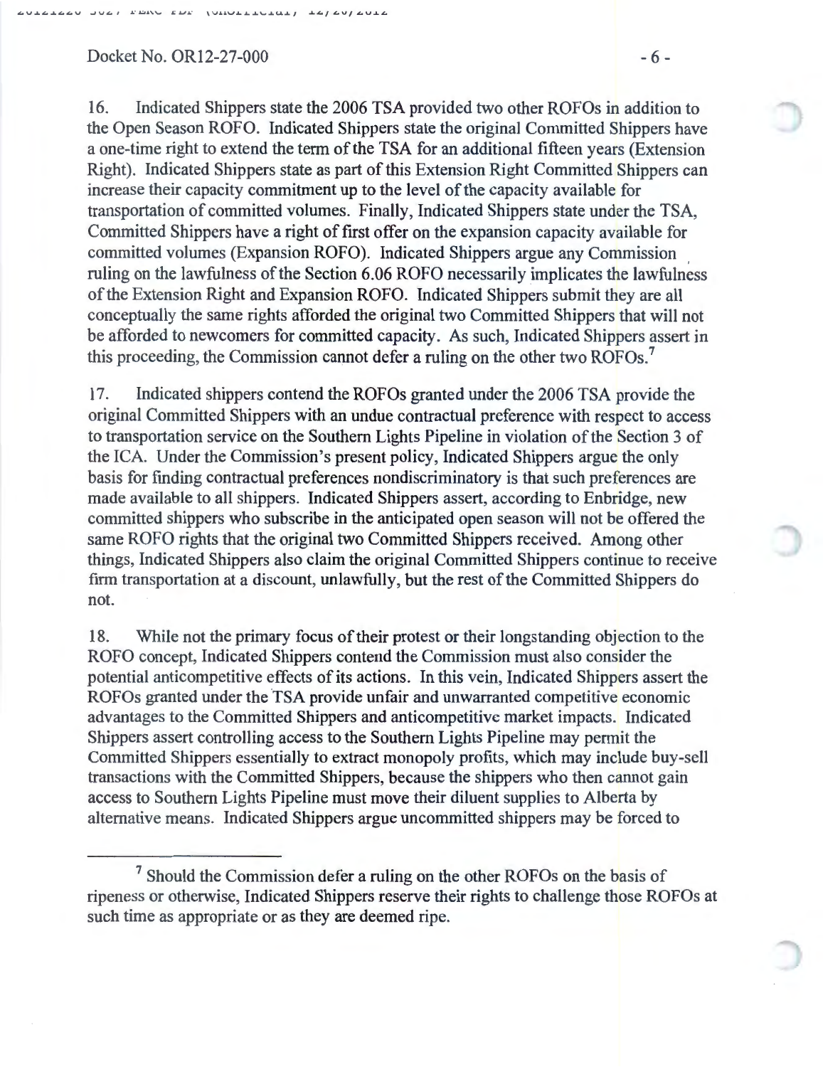16. Indicated Shippers state the 2006 TSA provided two other ROFOs in addition to the Open Season ROFO. Indicated Shippers state the original Committed Shippers have a one-time right to extend the term of the TSA for an additional fifteen years (Extension Right). Indicated Shippers state as part of this Extension Right Committed Shippers can increase their capacity commitment up to the level of the capacity available for transportation of committed volumes. Finally, Indicated Shippers state under the TSA, Committed Shippers have a right of first offer on the expansion capacity available for committed volumes (Expansion ROFO). Indicated Shippers argue any Commission ruling on the lawfulness of the Section 6.06 ROFO necessarily implicates the lawfulness of the Extension Right and Expansion ROFO. Indicated Shippers submit they are all conceptually the same rights afforded the original two Committed Shippers that will not be afforded to newcomers for committed capacity. As such, Indicated Shippers assert in this proceeding, the Commission cannot defer a ruling on the other two ROFOs.[7]

17. Indicated shippers contend the ROFOs granted under the 2006 TSA provide the original Committed Shippers with an undue contractual preference with respect to access to transportation service on the Southern Lights Pipeline in violation of the Section 3 of the ICA. Under the Commission's present policy, Indicated Shippers argue the only basis for finding contractual preferences nondiscriminatory is that such preferences are made available to all shippers. Indicated Shippers assert, according to Enbridge, new committed shippers who subscribe in the anticipated open season will not be offered the same ROFO rights that the original two Committed Shippers received. Among other things, Indicated Shippers also claim the original Committed Shippers continue to receive firm transportation at a discount, unlawfully, but the rest of the Committed Shippers do not.

18. While not the primary focus of their protest or their longstanding objection to the ROFO concept, Indicated Shippers contend the Commission must also consider the potential anticompetitive effects of its actions. In this vein, Indicated Shippers assert the ROFOs granted under the TSA provide unfair and unwarranted competitive economic advantages to the Committed Shippers and anticompetitive market impacts. Indicated Shippers assert controlling access to the Southern Lights Pipeline may permit the Committed Shippers essentially to extract monopoly profits, which may include buy-sell transactions with the Committed Shippers, because the shippers who then cannot gain access to Southern Lights Pipeline must move their diluent supplies to Alberta by alternative means. Indicated Shippers argue uncommitted shippers may be forced to

[7] Should the Commission defer a ruling on the other ROFOs on the basis of ripeness or otherwise, Indicated Shippers reserve their rights to challenge those ROFOs at such time as appropriate or as they are deemed ripe.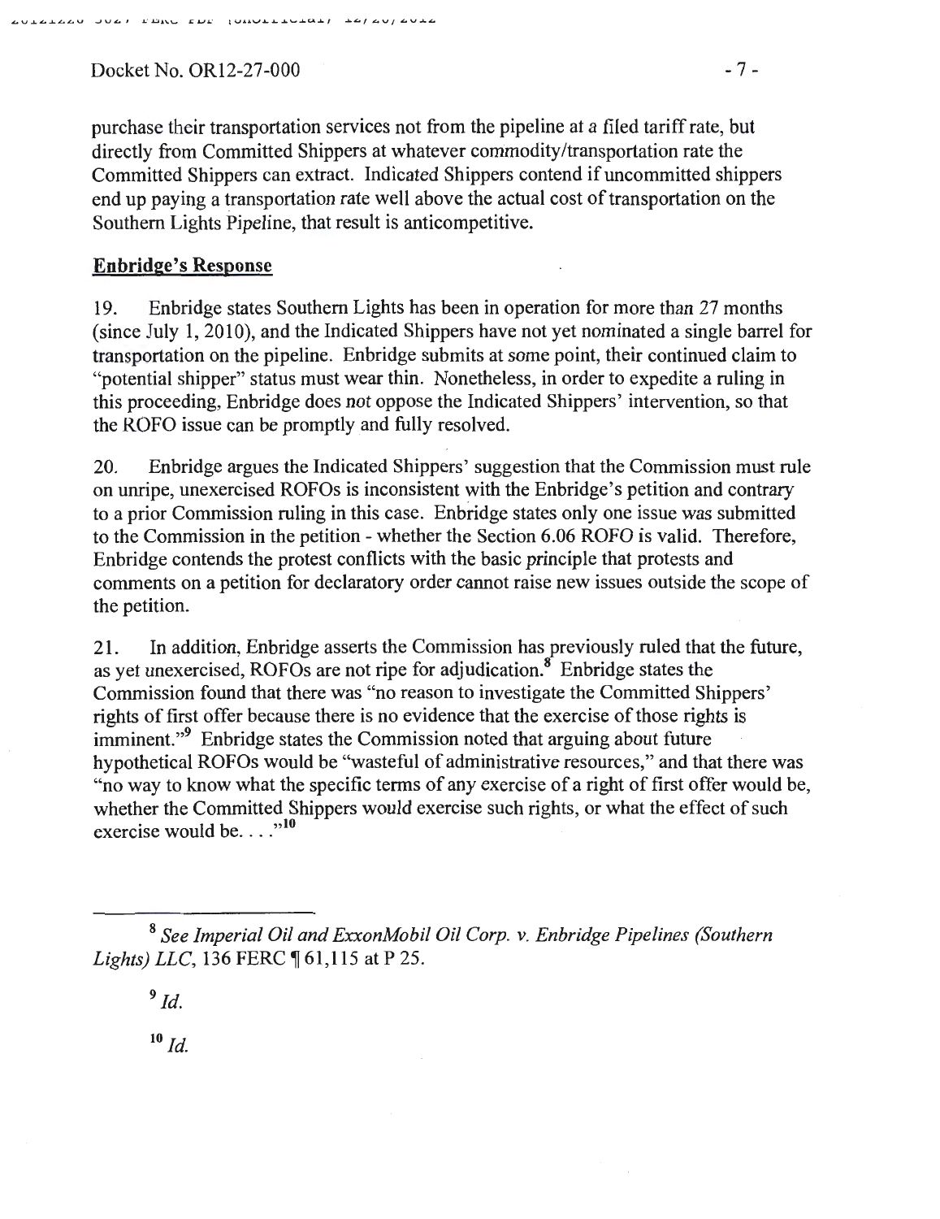purchase their transportation services not from the pipeline at a filed tariff rate, but directly from Committed Shippers at whatever commodity/transportation rate the Committed Shippers can extract. Indicated Shippers contend if uncommitted shippers end up paying a transportation rate well above the actual cost of transportation on the Southern Lights Pipeline, that result is anticompetitive.

**Enbridge's Response**

19. Enbridge states Southern Lights has been in operation for more than 27 months (since July 1, 2010), and the Indicated Shippers have not yet nominated a single barrel for transportation on the pipeline. Enbridge submits at some point, their continued claim to "potential shipper" status must wear thin. Nonetheless, in order to expedite a ruling in this proceeding, Enbridge does not oppose the Indicated Shippers' intervention, so that the ROFO issue can be promptly and fully resolved.

20. Enbridge argues the Indicated Shippers' suggestion that the Commission must rule on unripe, unexercised ROFOs is inconsistent with the Enbridge's petition and contrary to a prior Commission ruling in this case. Enbridge states only one issue was submitted to the Commission in the petition - whether the Section 6.06 ROFO is valid. Therefore, Enbridge contends the protest conflicts with the basic principle that protests and comments on a petition for declaratory order cannot raise new issues outside the scope of the petition.

21. In addition, Enbridge asserts the Commission has previously ruled that the future, as yet unexercised, ROFOs are not ripe for adjudication.[8] Enbridge states the Commission found that there was "no reason to investigate the Committed Shippers' rights of first offer because there is no evidence that the exercise of those rights is imminent."[9] Enbridge states the Commission noted that arguing about future hypothetical ROFOs would be "wasteful of administrative resources," and that there was "no way to know what the specific terms of any exercise of a right of first offer would be, whether the Committed Shippers would exercise such rights, or what the effect of such exercise would be. . . ."[10]

---

[8] *See Imperial Oil and ExxonMobil Oil Corp. v. Enbridge Pipelines (Southern Lights) LLC*, 136 FERC ¶ 61,115 at P 25.

[9] *Id.*

[10] *Id.*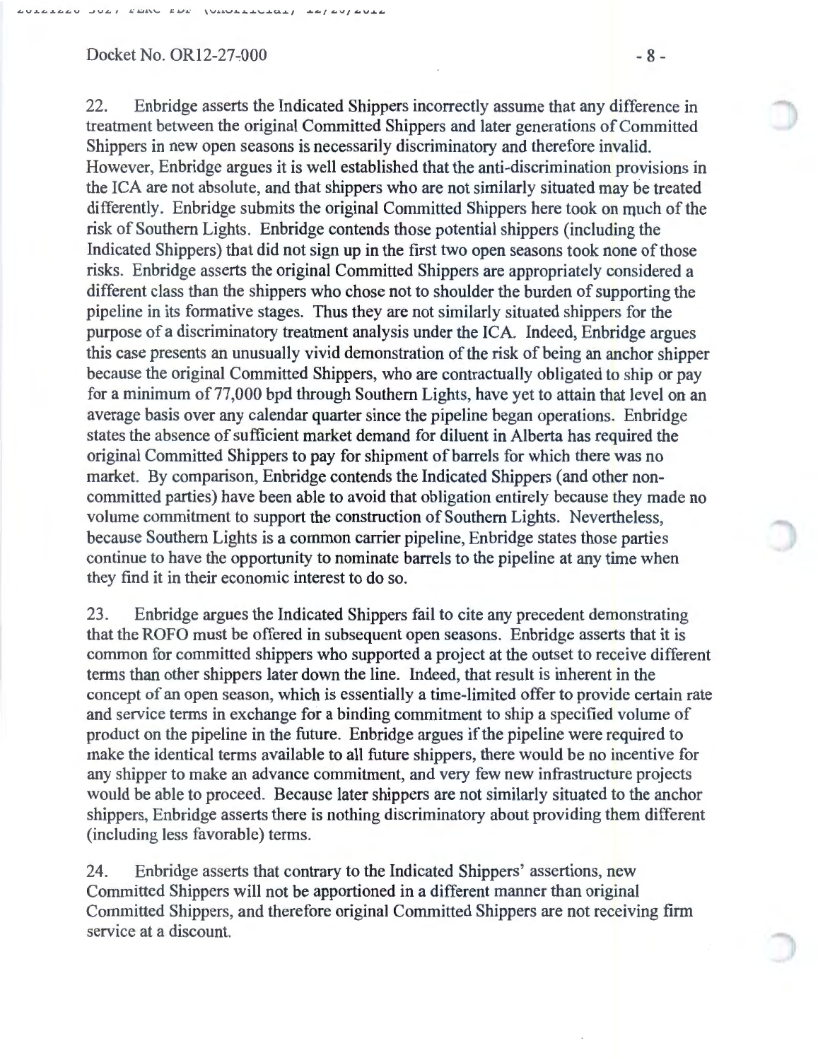22. Enbridge asserts the Indicated Shippers incorrectly assume that any difference in treatment between the original Committed Shippers and later generations of Committed Shippers in new open seasons is necessarily discriminatory and therefore invalid. However, Enbridge argues it is well established that the anti-discrimination provisions in the ICA are not absolute, and that shippers who are not similarly situated may be treated differently. Enbridge submits the original Committed Shippers here took on much of the risk of Southern Lights. Enbridge contends those potential shippers (including the Indicated Shippers) that did not sign up in the first two open seasons took none of those risks. Enbridge asserts the original Committed Shippers are appropriately considered a different class than the shippers who chose not to shoulder the burden of supporting the pipeline in its formative stages. Thus they are not similarly situated shippers for the purpose of a discriminatory treatment analysis under the ICA. Indeed, Enbridge argues this case presents an unusually vivid demonstration of the risk of being an anchor shipper because the original Committed Shippers, who are contractually obligated to ship or pay for a minimum of 77,000 bpd through Southern Lights, have yet to attain that level on an average basis over any calendar quarter since the pipeline began operations. Enbridge states the absence of sufficient market demand for diluent in Alberta has required the original Committed Shippers to pay for shipment of barrels for which there was no market. By comparison, Enbridge contends the Indicated Shippers (and other non-committed parties) have been able to avoid that obligation entirely because they made no volume commitment to support the construction of Southern Lights. Nevertheless, because Southern Lights is a common carrier pipeline, Enbridge states those parties continue to have the opportunity to nominate barrels to the pipeline at any time when they find it in their economic interest to do so.

23. Enbridge argues the Indicated Shippers fail to cite any precedent demonstrating that the ROFO must be offered in subsequent open seasons. Enbridge asserts that it is common for committed shippers who supported a project at the outset to receive different terms than other shippers later down the line. Indeed, that result is inherent in the concept of an open season, which is essentially a time-limited offer to provide certain rate and service terms in exchange for a binding commitment to ship a specified volume of product on the pipeline in the future. Enbridge argues if the pipeline were required to make the identical terms available to all future shippers, there would be no incentive for any shipper to make an advance commitment, and very few new infrastructure projects would be able to proceed. Because later shippers are not similarly situated to the anchor shippers, Enbridge asserts there is nothing discriminatory about providing them different (including less favorable) terms.

24. Enbridge asserts that contrary to the Indicated Shippers' assertions, new Committed Shippers will not be apportioned in a different manner than original Committed Shippers, and therefore original Committed Shippers are not receiving firm service at a discount.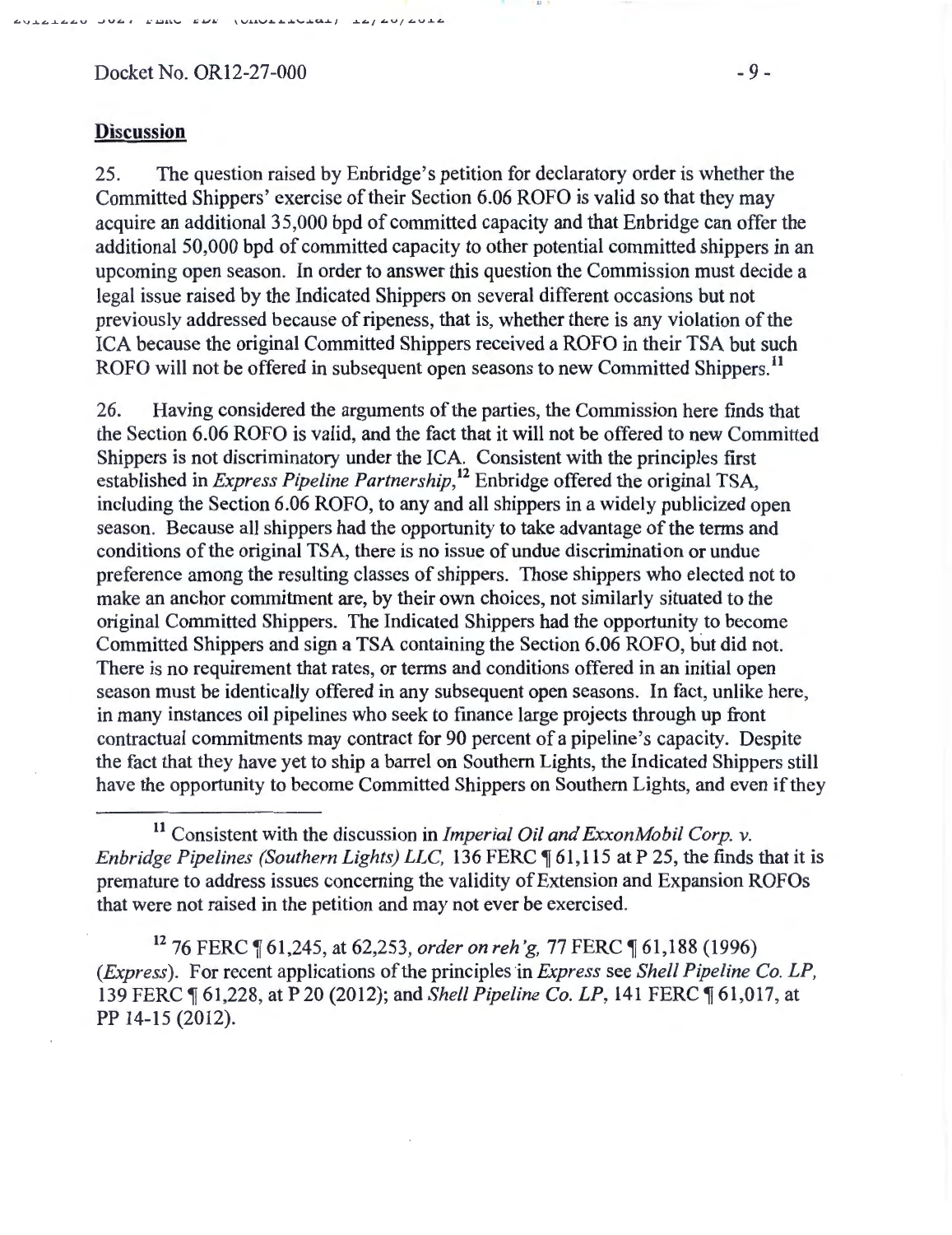## **Discussion**

25. The question raised by Enbridge's petition for declaratory order is whether the Committed Shippers' exercise of their Section 6.06 ROFO is valid so that they may acquire an additional 35,000 bpd of committed capacity and that Enbridge can offer the additional 50,000 bpd of committed capacity to other potential committed shippers in an upcoming open season. In order to answer this question the Commission must decide a legal issue raised by the Indicated Shippers on several different occasions but not previously addressed because of ripeness, that is, whether there is any violation of the ICA because the original Committed Shippers received a ROFO in their TSA but such ROFO will not be offered in subsequent open seasons to new Committed Shippers.[11]

26. Having considered the arguments of the parties, the Commission here finds that the Section 6.06 ROFO is valid, and the fact that it will not be offered to new Committed Shippers is not discriminatory under the ICA. Consistent with the principles first established in *Express Pipeline Partnership*,[12] Enbridge offered the original TSA, including the Section 6.06 ROFO, to any and all shippers in a widely publicized open season. Because all shippers had the opportunity to take advantage of the terms and conditions of the original TSA, there is no issue of undue discrimination or undue preference among the resulting classes of shippers. Those shippers who elected not to make an anchor commitment are, by their own choices, not similarly situated to the original Committed Shippers. The Indicated Shippers had the opportunity to become Committed Shippers and sign a TSA containing the Section 6.06 ROFO, but did not. There is no requirement that rates, or terms and conditions offered in an initial open season must be identically offered in any subsequent open seasons. In fact, unlike here, in many instances oil pipelines who seek to finance large projects through up front contractual commitments may contract for 90 percent of a pipeline's capacity. Despite the fact that they have yet to ship a barrel on Southern Lights, the Indicated Shippers still have the opportunity to become Committed Shippers on Southern Lights, and even if they

---

[11] Consistent with the discussion in *Imperial Oil and ExxonMobil Corp. v. Enbridge Pipelines (Southern Lights) LLC,* 136 FERC ¶ 61,115 at P 25, the finds that it is premature to address issues concerning the validity of Extension and Expansion ROFOs that were not raised in the petition and may not ever be exercised.

[12] 76 FERC ¶ 61,245, at 62,253, *order on reh'g,* 77 FERC ¶ 61,188 (1996) (*Express*). For recent applications of the principles in *Express* see *Shell Pipeline Co. LP,* 139 FERC ¶ 61,228, at P 20 (2012); and *Shell Pipeline Co. LP*, 141 FERC ¶ 61,017, at PP 14-15 (2012).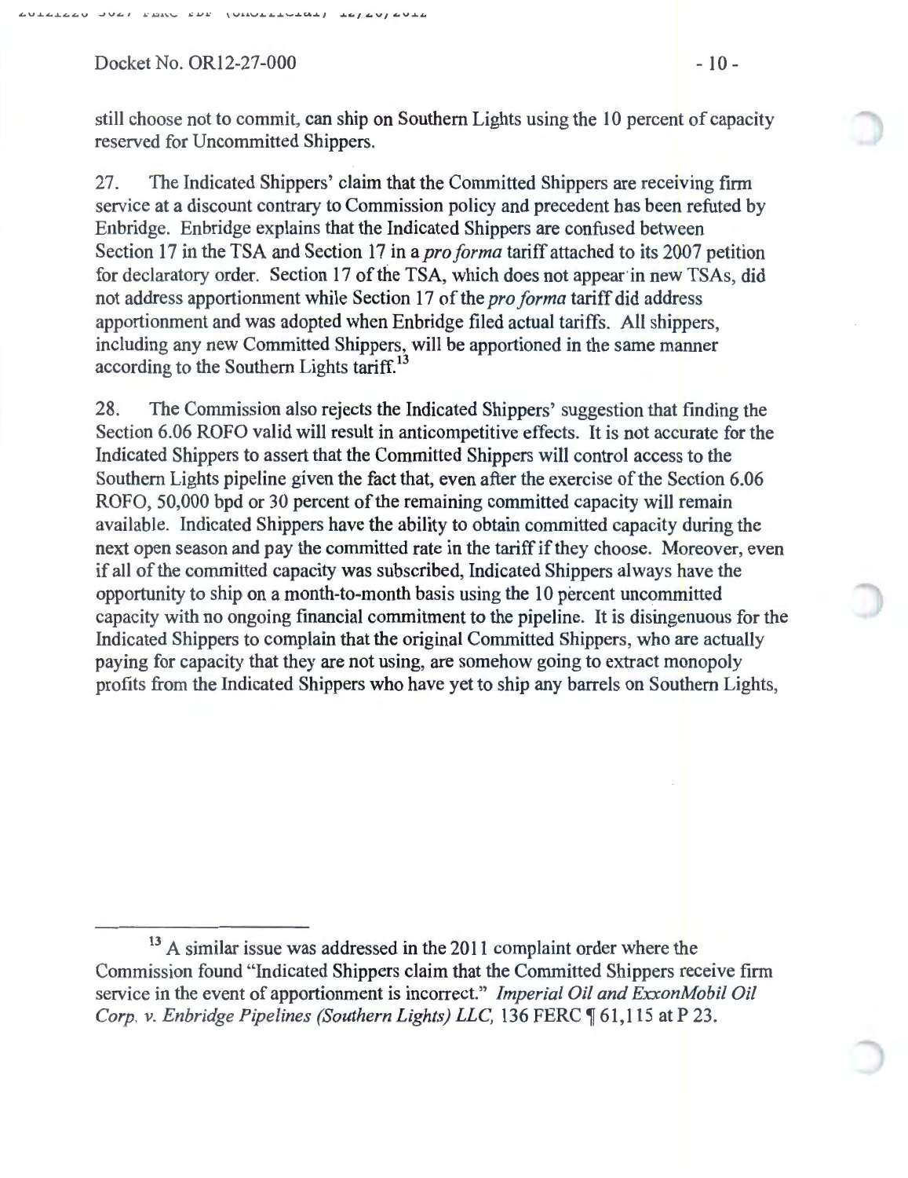still choose not to commit, can ship on Southern Lights using the 10 percent of capacity reserved for Uncommitted Shippers.

27. The Indicated Shippers' claim that the Committed Shippers are receiving firm service at a discount contrary to Commission policy and precedent has been refuted by Enbridge. Enbridge explains that the Indicated Shippers are confused between Section 17 in the TSA and Section 17 in a *pro forma* tariff attached to its 2007 petition for declaratory order. Section 17 of the TSA, which does not appear in new TSAs, did not address apportionment while Section 17 of the *pro forma* tariff did address apportionment and was adopted when Enbridge filed actual tariffs. All shippers, including any new Committed Shippers, will be apportioned in the same manner according to the Southern Lights tariff.[13]

28. The Commission also rejects the Indicated Shippers' suggestion that finding the Section 6.06 ROFO valid will result in anticompetitive effects. It is not accurate for the Indicated Shippers to assert that the Committed Shippers will control access to the Southern Lights pipeline given the fact that, even after the exercise of the Section 6.06 ROFO, 50,000 bpd or 30 percent of the remaining committed capacity will remain available. Indicated Shippers have the ability to obtain committed capacity during the next open season and pay the committed rate in the tariff if they choose. Moreover, even if all of the committed capacity was subscribed, Indicated Shippers always have the opportunity to ship on a month-to-month basis using the 10 percent uncommitted capacity with no ongoing financial commitment to the pipeline. It is disingenuous for the Indicated Shippers to complain that the original Committed Shippers, who are actually paying for capacity that they are not using, are somehow going to extract monopoly profits from the Indicated Shippers who have yet to ship any barrels on Southern Lights,

---

[13] A similar issue was addressed in the 2011 complaint order where the Commission found "Indicated Shippers claim that the Committed Shippers receive firm service in the event of apportionment is incorrect." *Imperial Oil and ExxonMobil Oil Corp. v. Enbridge Pipelines (Southern Lights) LLC,* 136 FERC ¶ 61,115 at P 23.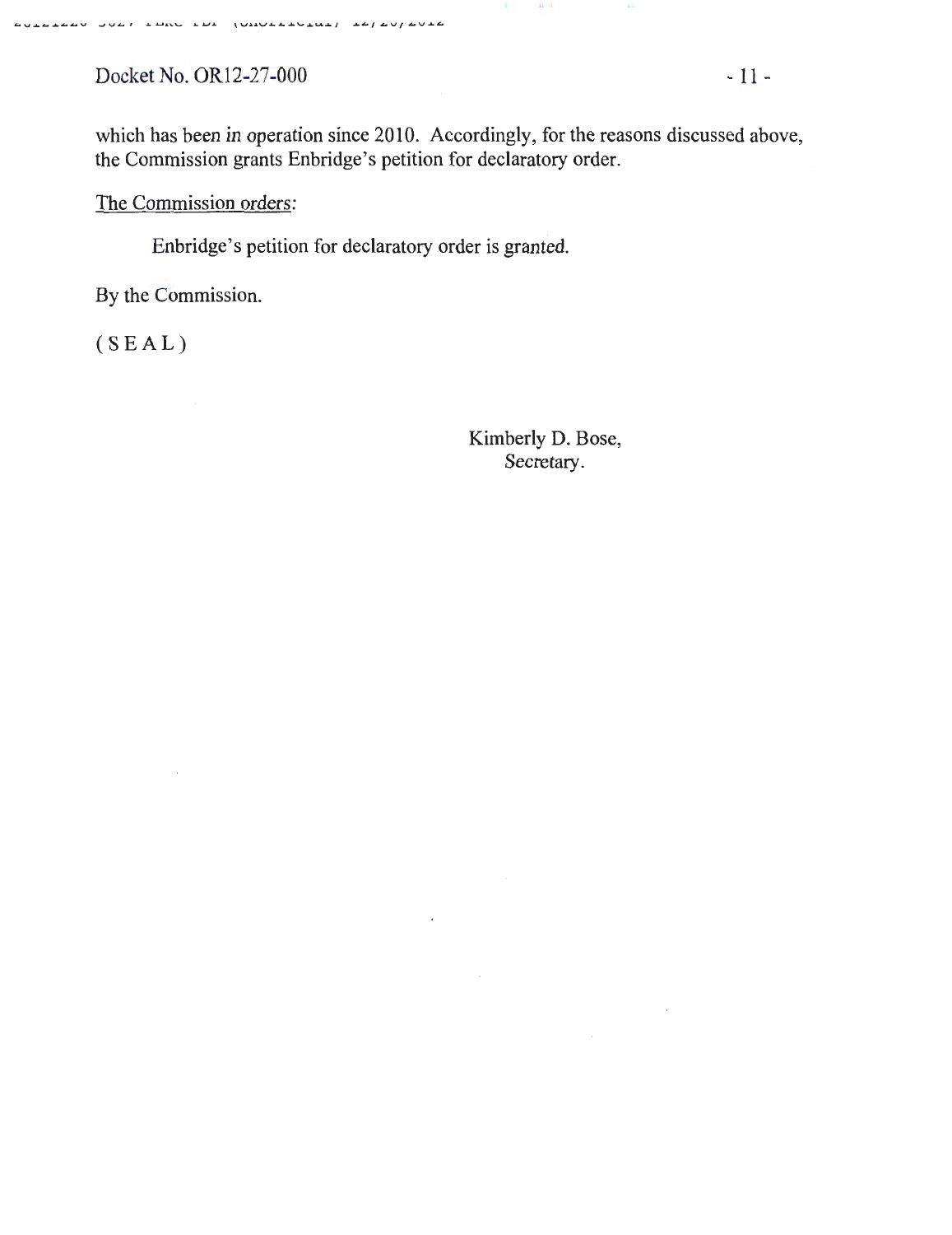which has been in operation since 2010. Accordingly, for the reasons discussed above, the Commission grants Enbridge's petition for declaratory order.

The Commission orders:

Enbridge's petition for declaratory order is granted.

By the Commission.

( S E A L )

Kimberly D. Bose,
Secretary.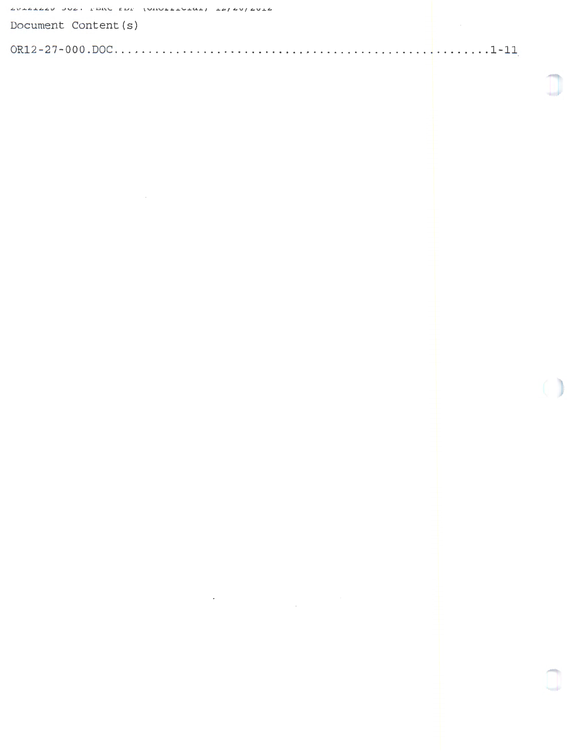Document Content(s)

OR12-27-000.DOC.....................................................1-11